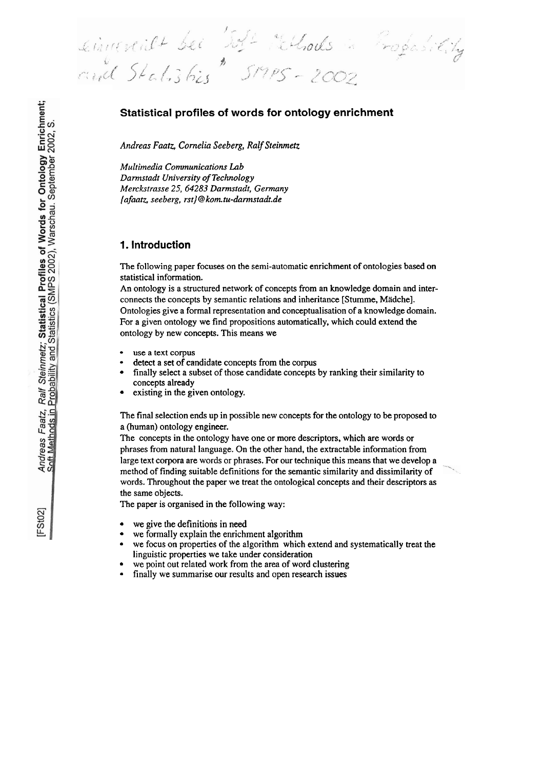# Statistical profiles of words for ontology enrichment

*Andreas Faatz, Cornelia Seeberg, Ralf Steinmetz*

*Multimedia Communications Lab*
*Darmstadt University of Technology*
*Merckstrasse 25, 64283 Darmstadt, Germany*
*{afaatz, seeberg, rst}@kom.tu-darmstadt.de*

## 1. Introduction

The following paper focuses on the semi-automatic enrichment of ontologies based on statistical information.

An ontology is a structured network of concepts from an knowledge domain and interconnects the concepts by semantic relations and inheritance [Stumme, Mädche]. Ontologies give a formal representation and conceptualisation of a knowledge domain. For a given ontology we find propositions automatically, which could extend the ontology by new concepts. This means we

- use a text corpus
- detect a set of candidate concepts from the corpus
- finally select a subset of those candidate concepts by ranking their similarity to concepts already
- existing in the given ontology.

The final selection ends up in possible new concepts for the ontology to be proposed to a (human) ontology engineer.

The concepts in the ontology have one or more descriptors, which are words or phrases from natural language. On the other hand, the extractable information from large text corpora are words or phrases. For our technique this means that we develop a method of finding suitable definitions for the semantic similarity and dissimilarity of words. Throughout the paper we treat the ontological concepts and their descriptors as the same objects.

The paper is organised in the following way:

- we give the definitions in need
- we formally explain the enrichment algorithm
- we focus on properties of the algorithm which extend and systematically treat the linguistic properties we take under consideration
- we point out related work from the area of word clustering
- finally we summarise our results and open research issues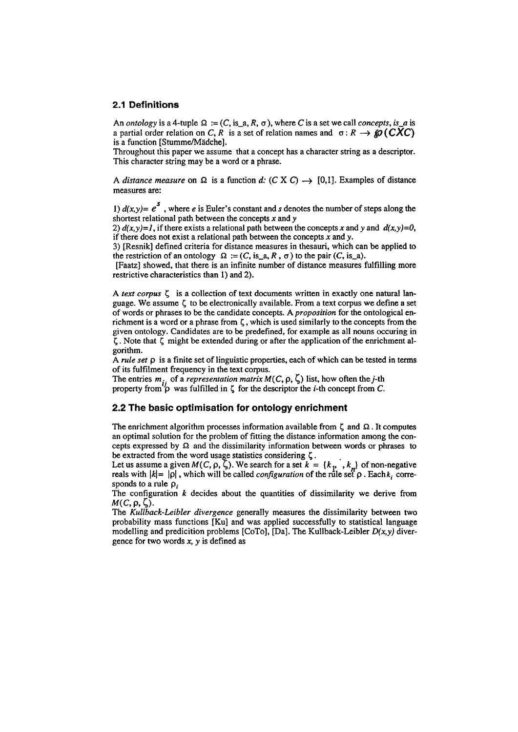## 2.1 Definitions

An *ontology* is a 4-tuple $\Omega := (C, \text{is\_a}, R, \sigma)$, where $C$ is a set we call *concepts*, *is_a* is a partial order relation on $C$, $R$ is a set of relation names and $\sigma : R \rightarrow \wp(C X C)$ is a function [Stumme/Mädche].

Throughout this paper we assume that a concept has a character string as a descriptor. This character string may be a word or a phrase.

A *distance measure* on $\Omega$ is a function $d: (C \text{ X } C) \rightarrow [0,1]$. Examples of distance measures are:

1) $d(x,y) = e^{s}$ , where $e$ is Euler's constant and $s$ denotes the number of steps along the shortest relational path between the concepts $x$ and $y$

2) $d(x,y)=1$, if there exists a relational path between the concepts $x$ and $y$ and $d(x,y)=0$, if there does not exist a relational path between the concepts $x$ and $y$.

3) [Resnik] defined criteria for distance measures in thesauri, which can be applied to the restriction of an ontology $\Omega := (C, \text{is\_a}, R, \sigma)$ to the pair $(C, \text{is\_a})$.

[Faatz] showed, that there is an infinite number of distance measures fulfilling more restrictive characteristics than 1) and 2).

A *text corpus* $\zeta$ is a collection of text documents written in exactly one natural language. We assume $\zeta$ to be electronically available. From a text corpus we define a set of words or phrases to be the candidate concepts. A *proposition* for the ontological enrichment is a word or a phrase from $\zeta$, which is used similarly to the concepts from the given ontology. Candidates are to be predefined, for example as all nouns occuring in $\zeta$. Note that $\zeta$ might be extended during or after the application of the enrichment algorithm.

A *rule set* $\rho$ is a finite set of linguistic properties, each of which can be tested in terms of its fulfilment frequency in the text corpus.

The entries $m_{ij}$ of a *representation matrix* $M(C, \rho, \zeta)$ list, how often the $j$-th property from $\rho$ was fulfilled in $\zeta$ for the descriptor the $i$-th concept from $C$.

## 2.2 The basic optimisation for ontology enrichment

The enrichment algorithm processes information available from $\zeta$ and $\Omega$. It computes an optimal solution for the problem of fitting the distance information among the concepts expressed by $\Omega$ and the dissimilarity information between words or phrases to be extracted from the word usage statistics considering $\zeta$.

Let us assume a given $M(C, \rho, \zeta)$. We search for a set $k = \{k_1, \dots, k_n\}$ of non-negative reals with $|k| = |\rho|$, which will be called *configuration* of the rule set $\rho$. Each $k_i$ corresponds to a rule $\rho_i$

The configuration $k$ decides about the quantities of dissimilarity we derive from $M(C, \rho, \zeta)$.

The *Kullback-Leibler divergence* generally measures the dissimilarity between two probability mass functions [Ku] and was applied successfully to statistical language modelling and predicition problems [CoTo], [Da]. The Kullback-Leibler $D(x,y)$ divergence for two words $x$, $y$ is defined as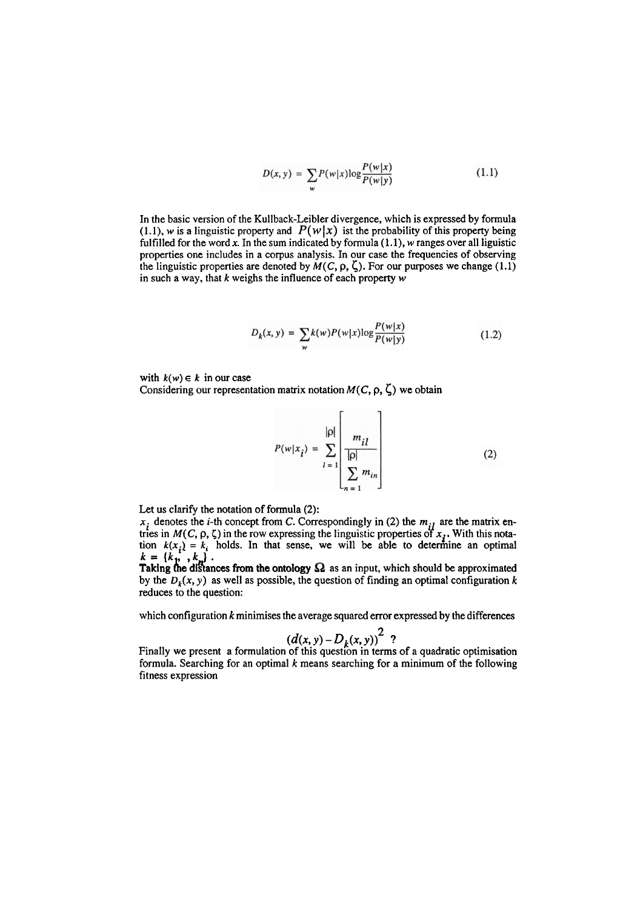$$D(x, y) = \sum_{w} P(w|x) \log \frac{P(w|x)}{P(w|y)} \tag{1.1}$$

In the basic version of the Kullback-Leibler divergence, which is expressed by formula (1.1), $w$ is a linguistic property and $P(w|x)$ ist the probability of this property being fulfilled for the word $x$. In the sum indicated by formula (1.1), $w$ ranges over all liguistic properties one includes in a corpus analysis. In our case the frequencies of observing the linguistic properties are denoted by $M(C, \rho, \zeta)$. For our purposes we change (1.1) in such a way, that $k$ weighs the influence of each property $w$

$$D_k(x, y) = \sum_{w} k(w) P(w|x) \log \frac{P(w|x)}{P(w|y)} \tag{1.2}$$

with $k(w) \in k$ in our case

Considering our representation matrix notation $M(C, \rho, \zeta)$ we obtain

$$P(w|x_i) = \sum_{l=1}^{|\rho|} \left[ \frac{m_{il}}{\sum_{n=1}^{|\rho|} m_{in}} \right] \tag{2}$$

Let us clarify the notation of formula (2):

$x_i$ denotes the $i$-th concept from $C$. Correspondingly in (2) the $m_{il}$ are the matrix entries in $M(C, \rho, \zeta)$ in the row expressing the linguistic properties of $x_i$. With this notation $k(x_i) = k_i$ holds. In that sense, we will be able to determine an optimal $k = \{k_1, \ldots, k_n\}$.

**Taking the distances from the ontology $\Omega$** as an input, which should be approximated by the $D_k(x, y)$ as well as possible, the question of finding an optimal configuration $k$ reduces to the question:

which configuration $k$ minimises the average squared error expressed by the differences

$$(d(x, y) - D_k(x, y))^2 \text{ ?}$$

Finally we present a formulation of this question in terms of a quadratic optimisation formula. Searching for an optimal $k$ means searching for a minimum of the following fitness expression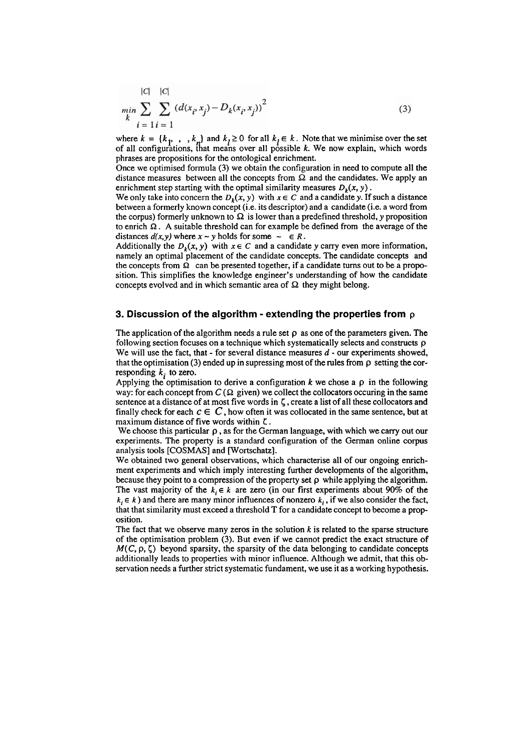$$\min_k \sum_{i=1}^{|C|} \sum_{i=1}^{|C|} (d(x_i, x_j) - D_k(x_i, x_j))^2 \tag{3}$$

where $k = \{k_1, \ , k_n\}$ and $k_l \geq 0$ for all $k_l \in k$. Note that we minimise over the set of all configurations, that means over all possible $k$. We now explain, which words phrases are propositions for the ontological enrichment.

Once we optimised formula (3) we obtain the configuration in need to compute all the distance measures between all the concepts from $\Omega$ and the candidates. We apply an enrichment step starting with the optimal similarity measures $D_k(x, y)$.

We only take into concern the $D_k(x, y)$ with $x \in C$ and a candidate $y$. If such a distance between a formerly known concept (i.e. its descriptor) and a candidate (i.e. a word from the corpus) formerly unknown to $\Omega$ is lower than a predefined threshold, $y$ proposition to enrich $\Omega$. A suitable threshold can for example be defined from the average of the distances $d(x,y)$ where $x \sim y$ holds for some $\sim \ \in R$.

Additionally the $D_k(x, y)$ with $x \in C$ and a candidate $y$ carry even more information, namely an optimal placement of the candidate concepts. The candidate concepts and the concepts from $\Omega$ can be presented together, if a candidate turns out to be a proposition. This simplifies the knowledge engineer's understanding of how the candidate concepts evolved and in which semantic area of $\Omega$ they might belong.

## 3. Discussion of the algorithm - extending the properties from $\rho$

The application of the algorithm needs a rule set $\rho$ as one of the parameters given. The following section focuses on a technique which systematically selects and constructs $\rho$. We will use the fact, that - for several distance measures $d$ - our experiments showed, that the optimisation (3) ended up in supressing most of the rules from $\rho$ setting the corresponding $k_i$ to zero.

Applying the optimisation to derive a configuration $k$ we chose a $\rho$ in the following way: for each concept from $C$ ($\Omega$ given) we collect the collocators occuring in the same sentence at a distance of at most five words in $\zeta$, create a list of all these collocators and finally check for each $c \in C$, how often it was collocated in the same sentence, but at maximum distance of five words within $\zeta$.

We choose this particular $\rho$, as for the German language, with which we carry out our experiments. The property is a standard configuration of the German online corpus analysis tools [COSMAS] and [Wortschatz].

We obtained two general observations, which characterise all of our ongoing enrichment experiments and which imply interesting further developments of the algorithm, because they point to a compression of the property set $\rho$ while applying the algorithm. The vast majority of the $k_i \in k$ are zero (in our first experiments about 90% of the $k_i \in k$) and there are many minor influences of nonzero $k_i$, if we also consider the fact, that that similarity must exceed a threshold T for a candidate concept to become a proposition.

The fact that we observe many zeros in the solution $k$ is related to the sparse structure of the optimisation problem (3). But even if we cannot predict the exact structure of $M(C, \rho, \zeta)$ beyond sparsity, the sparsity of the data belonging to candidate concepts additionally leads to properties with minor influence. Although we admit, that this observation needs a further strict systematic fundament, we use it as a working hypothesis.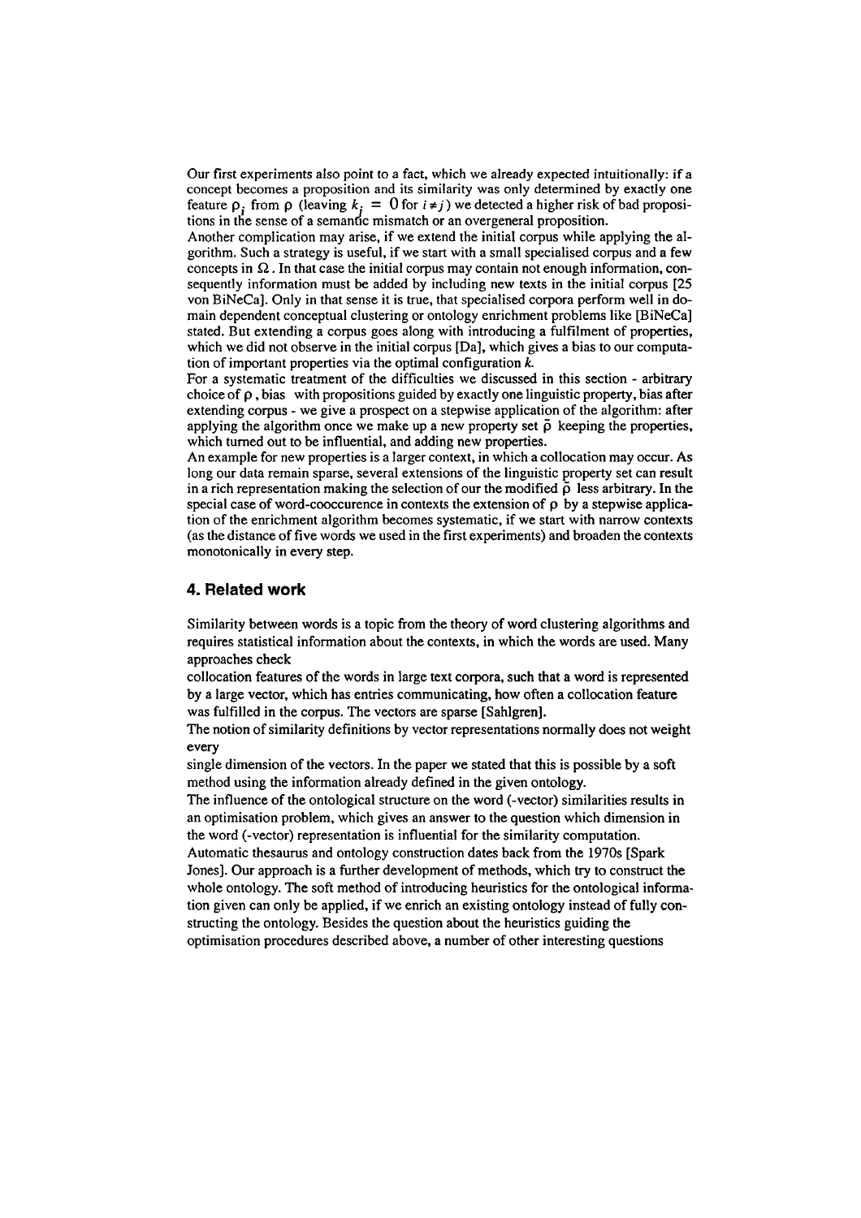Our first experiments also point to a fact, which we already expected intuitionally: if a concept becomes a proposition and its similarity was only determined by exactly one feature $\rho_i$ from $\rho$ (leaving $k_j = 0$ for $i \neq j$) we detected a higher risk of bad propositions in the sense of a semantic mismatch or an overgeneral proposition.

Another complication may arise, if we extend the initial corpus while applying the algorithm. Such a strategy is useful, if we start with a small specialised corpus and a few concepts in $\Omega$. In that case the initial corpus may contain not enough information, consequently information must be added by including new texts in the initial corpus [25 von BiNeCa]. Only in that sense it is true, that specialised corpora perform well in domain dependent conceptual clustering or ontology enrichment problems like [BiNeCa] stated. But extending a corpus goes along with introducing a fulfilment of properties, which we did not observe in the initial corpus [Da], which gives a bias to our computation of important properties via the optimal configuration $k$.

For a systematic treatment of the difficulties we discussed in this section - arbitrary choice of $\rho$, bias with propositions guided by exactly one linguistic property, bias after extending corpus - we give a prospect on a stepwise application of the algorithm: after applying the algorithm once we make up a new property set $\tilde{\rho}$ keeping the properties, which turned out to be influential, and adding new properties.

An example for new properties is a larger context, in which a collocation may occur. As long our data remain sparse, several extensions of the linguistic property set can result in a rich representation making the selection of our the modified $\tilde{\rho}$ less arbitrary. In the special case of word-cooccurence in contexts the extension of $\rho$ by a stepwise application of the enrichment algorithm becomes systematic, if we start with narrow contexts (as the distance of five words we used in the first experiments) and broaden the contexts monotonically in every step.

## 4. Related work

Similarity between words is a topic from the theory of word clustering algorithms and requires statistical information about the contexts, in which the words are used. Many approaches check collocation features of the words in large text corpora, such that a word is represented by a large vector, which has entries communicating, how often a collocation feature was fulfilled in the corpus. The vectors are sparse [Sahlgren].

The notion of similarity definitions by vector representations normally does not weight every single dimension of the vectors. In the paper we stated that this is possible by a soft method using the information already defined in the given ontology.

The influence of the ontological structure on the word (-vector) similarities results in an optimisation problem, which gives an answer to the question which dimension in the word (-vector) representation is influential for the similarity computation.

Automatic thesaurus and ontology construction dates back from the 1970s [Spark Jones]. Our approach is a further development of methods, which try to construct the whole ontology. The soft method of introducing heuristics for the ontological information given can only be applied, if we enrich an existing ontology instead of fully constructing the ontology. Besides the question about the heuristics guiding the optimisation procedures described above, a number of other interesting questions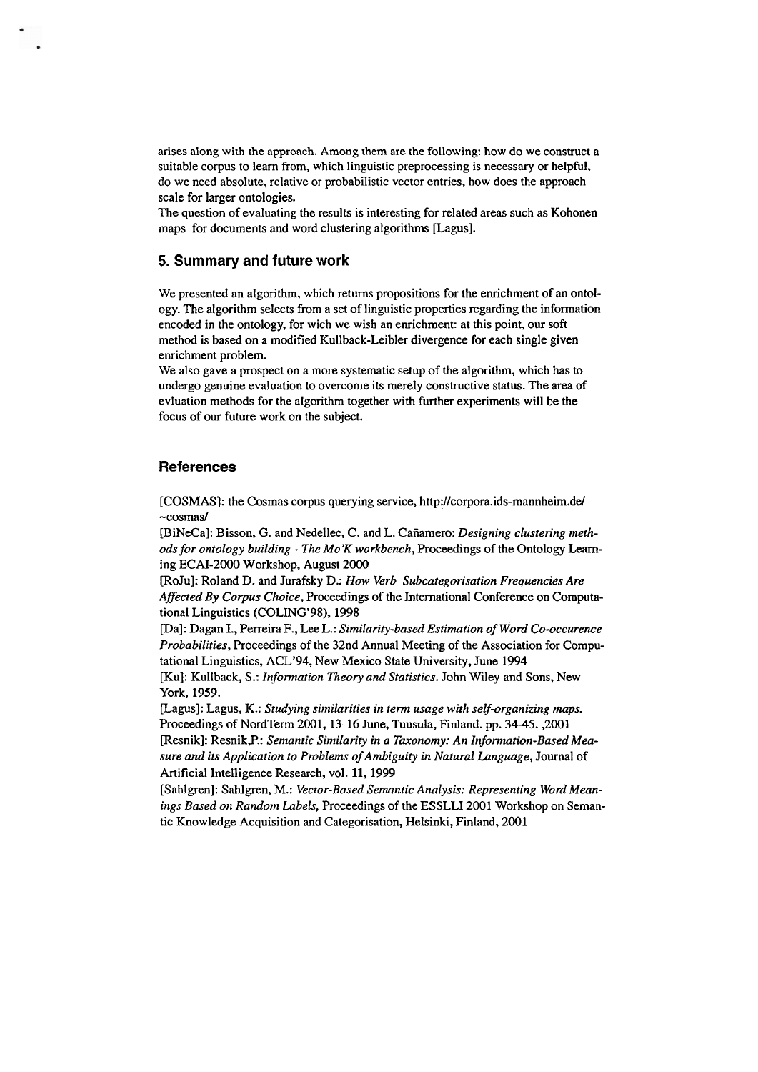arises along with the approach. Among them are the following: how do we construct a suitable corpus to learn from, which linguistic preprocessing is necessary or helpful, do we need absolute, relative or probabilistic vector entries, how does the approach scale for larger ontologies.

The question of evaluating the results is interesting for related areas such as Kohonen maps for documents and word clustering algorithms [Lagus].

## 5. Summary and future work

We presented an algorithm, which returns propositions for the enrichment of an ontology. The algorithm selects from a set of linguistic properties regarding the information encoded in the ontology, for wich we wish an enrichment: at this point, our soft method is based on a modified Kullback-Leibler divergence for each single given enrichment problem.

We also gave a prospect on a more systematic setup of the algorithm, which has to undergo genuine evaluation to overcome its merely constructive status. The area of evluation methods for the algorithm together with further experiments will be the focus of our future work on the subject.

## References

[COSMAS]: the Cosmas corpus querying service, http://corpora.ids-mannheim.de/~cosmas/

[BiNeCa]: Bisson, G. and Nedellec, C. and L. Cañamero: *Designing clustering methods for ontology building - The Mo'K workbench*, Proceedings of the Ontology Learning ECAI-2000 Workshop, August 2000

[RoJu]: Roland D. and Jurafsky D.: *How Verb Subcategorisation Frequencies Are Affected By Corpus Choice*, Proceedings of the International Conference on Computational Linguistics (COLING'98), 1998

[Da]: Dagan I., Perreira F., Lee L.: *Similarity-based Estimation of Word Co-occurence Probabilities*, Proceedings of the 32nd Annual Meeting of the Association for Computational Linguistics, ACL'94, New Mexico State University, June 1994

[Ku]: Kullback, S.: *Information Theory and Statistics*. John Wiley and Sons, New York, 1959.

[Lagus]: Lagus, K.: *Studying similarities in term usage with self-organizing maps.* Proceedings of NordTerm 2001, 13-16 June, Tuusula, Finland. pp. 34-45. ,2001

[Resnik]: Resnik,P.: *Semantic Similarity in a Taxonomy: An Information-Based Measure and its Application to Problems of Ambiguity in Natural Language*, Journal of Artificial Intelligence Research, vol. **11**, 1999

[Sahlgren]: Sahlgren, M.: *Vector-Based Semantic Analysis: Representing Word Meanings Based on Random Labels,* Proceedings of the ESSLLI 2001 Workshop on Semantic Knowledge Acquisition and Categorisation, Helsinki, Finland, 2001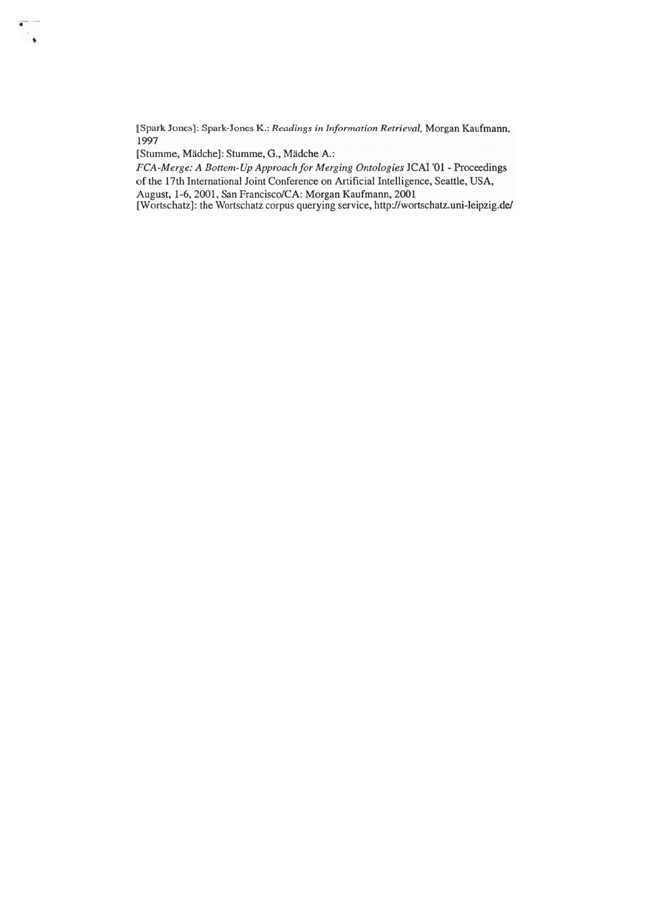[Spark Jones]: Spark-Jones K.: *Readings in Information Retrieval,* Morgan Kaufmann, 1997

[Stumme, Mädche]: Stumme, G., Mädche A.: *FCA-Merge: A Bottom-Up Approach for Merging Ontologies* JCAI '01 - Proceedings of the 17th International Joint Conference on Artificial Intelligence, Seattle, USA, August, 1-6, 2001, San Francisco/CA: Morgan Kaufmann, 2001

[Wortschatz]: the Wortschatz corpus querying service, http://wortschatz.uni-leipzig.de/